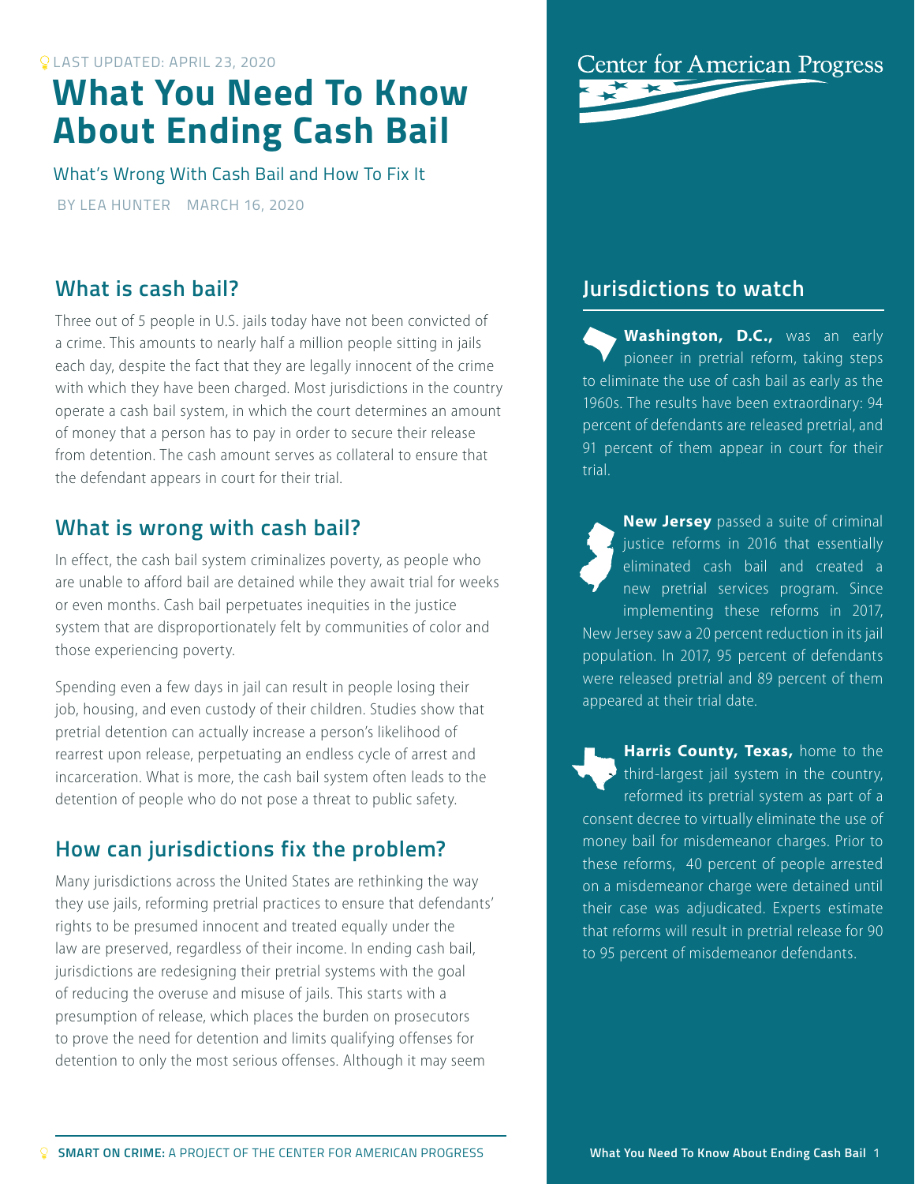LAST UPDATED: APRIL 23, 2020

# What You Need To Know About Ending Cash Bail

What's Wrong With Cash Bail and How To Fix It

BY LEA HUNTER MARCH 16, 2020

Center for American Progress

## What is cash bail?

Three out of 5 people in U.S. jails today have not been convicted of a crime. This amounts to nearly half a million people sitting in jails each day, despite the fact that they are legally innocent of the crime with which they have been charged. Most jurisdictions in the country operate a cash bail system, in which the court determines an amount of money that a person has to pay in order to secure their release from detention. The cash amount serves as collateral to ensure that the defendant appears in court for their trial.

## What is wrong with cash bail?

In effect, the cash bail system criminalizes poverty, as people who are unable to afford bail are detained while they await trial for weeks or even months. Cash bail perpetuates inequities in the justice system that are disproportionately felt by communities of color and those experiencing poverty.

Spending even a few days in jail can result in people losing their job, housing, and even custody of their children. Studies show that pretrial detention can actually increase a person's likelihood of rearrest upon release, perpetuating an endless cycle of arrest and incarceration. What is more, the cash bail system often leads to the detention of people who do not pose a threat to public safety.

## How can jurisdictions fix the problem?

Many jurisdictions across the United States are rethinking the way they use jails, reforming pretrial practices to ensure that defendants' rights to be presumed innocent and treated equally under the law are preserved, regardless of their income. In ending cash bail, jurisdictions are redesigning their pretrial systems with the goal of reducing the overuse and misuse of jails. This starts with a presumption of release, which places the burden on prosecutors to prove the need for detention and limits qualifying offenses for detention to only the most serious offenses. Although it may seem

## Jurisdictions to watch

**Washington, D.C.,** was an early pioneer in pretrial reform, taking steps to eliminate the use of cash bail as early as the 1960s. The results have been extraordinary: 94 percent of defendants are released pretrial, and 91 percent of them appear in court for their trial.

**New Jersey** passed a suite of criminal justice reforms in 2016 that essentially eliminated cash bail and created a new pretrial services program. Since implementing these reforms in 2017, New Jersey saw a 20 percent reduction in its jail population. In 2017, 95 percent of defendants were released pretrial and 89 percent of them appeared at their trial date.

**Harris County, Texas,** home to the third-largest jail system in the country, reformed its pretrial system as part of a consent decree to virtually eliminate the use of money bail for misdemeanor charges. Prior to these reforms, 40 percent of people arrested on a misdemeanor charge were detained until their case was adjudicated. Experts estimate that reforms will result in pretrial release for 90 to 95 percent of misdemeanor defendants.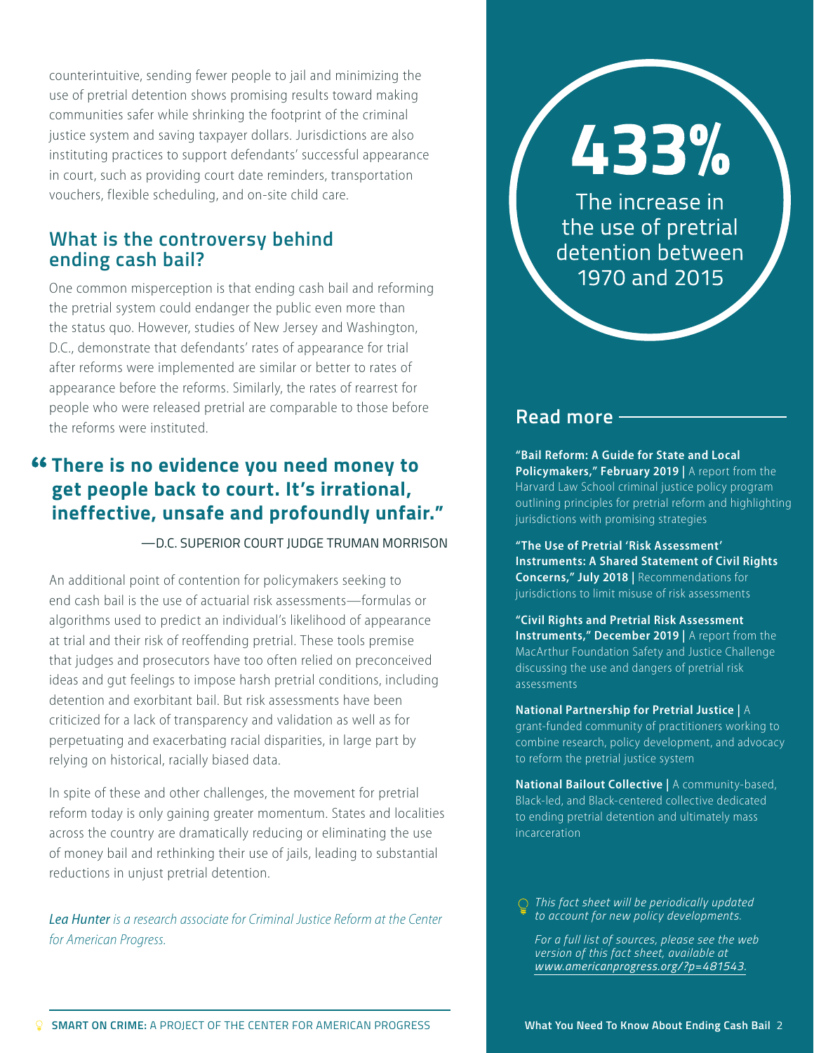counterintuitive, sending fewer people to jail and minimizing the use of pretrial detention shows promising results toward making communities safer while shrinking the footprint of the criminal justice system and saving taxpayer dollars. Jurisdictions are also instituting practices to support defendants' successful appearance in court, such as providing court date reminders, transportation vouchers, flexible scheduling, and on-site child care.

## What is the controversy behind ending cash bail?

One common misperception is that ending cash bail and reforming the pretrial system could endanger the public even more than the status quo. However, studies of New Jersey and Washington, D.C., demonstrate that defendants' rates of appearance for trial after reforms were implemented are similar or better to rates of appearance before the reforms. Similarly, the rates of rearrest for people who were released pretrial are comparable to those before the reforms were instituted.

> **"There is no evidence you need money to get people back to court. It's irrational, ineffective, unsafe and profoundly unfair."**
>
> —D.C. SUPERIOR COURT JUDGE TRUMAN MORRISON

An additional point of contention for policymakers seeking to end cash bail is the use of actuarial risk assessments—formulas or algorithms used to predict an individual's likelihood of appearance at trial and their risk of reoffending pretrial. These tools premise that judges and prosecutors have too often relied on preconceived ideas and gut feelings to impose harsh pretrial conditions, including detention and exorbitant bail. But risk assessments have been criticized for a lack of transparency and validation as well as for perpetuating and exacerbating racial disparities, in large part by relying on historical, racially biased data.

In spite of these and other challenges, the movement for pretrial reform today is only gaining greater momentum. States and localities across the country are dramatically reducing or eliminating the use of money bail and rethinking their use of jails, leading to substantial reductions in unjust pretrial detention.

*Lea Hunter is a research associate for Criminal Justice Reform at the Center for American Progress.*

**433%**

The increase in the use of pretrial detention between 1970 and 2015

## Read more

**"Bail Reform: A Guide for State and Local Policymakers," February 2019 |** A report from the Harvard Law School criminal justice policy program outlining principles for pretrial reform and highlighting jurisdictions with promising strategies

**"The Use of Pretrial 'Risk Assessment' Instruments: A Shared Statement of Civil Rights Concerns," July 2018 |** Recommendations for jurisdictions to limit misuse of risk assessments

**"Civil Rights and Pretrial Risk Assessment Instruments," December 2019 |** A report from the MacArthur Foundation Safety and Justice Challenge discussing the use and dangers of pretrial risk assessments

**National Partnership for Pretrial Justice |** A grant-funded community of practitioners working to combine research, policy development, and advocacy to reform the pretrial justice system

**National Bailout Collective |** A community-based, Black-led, and Black-centered collective dedicated to ending pretrial detention and ultimately mass incarceration

*This fact sheet will be periodically updated to account for new policy developments.*

*For a full list of sources, please see the web version of this fact sheet, available at www.americanprogress.org/?p=481543.*